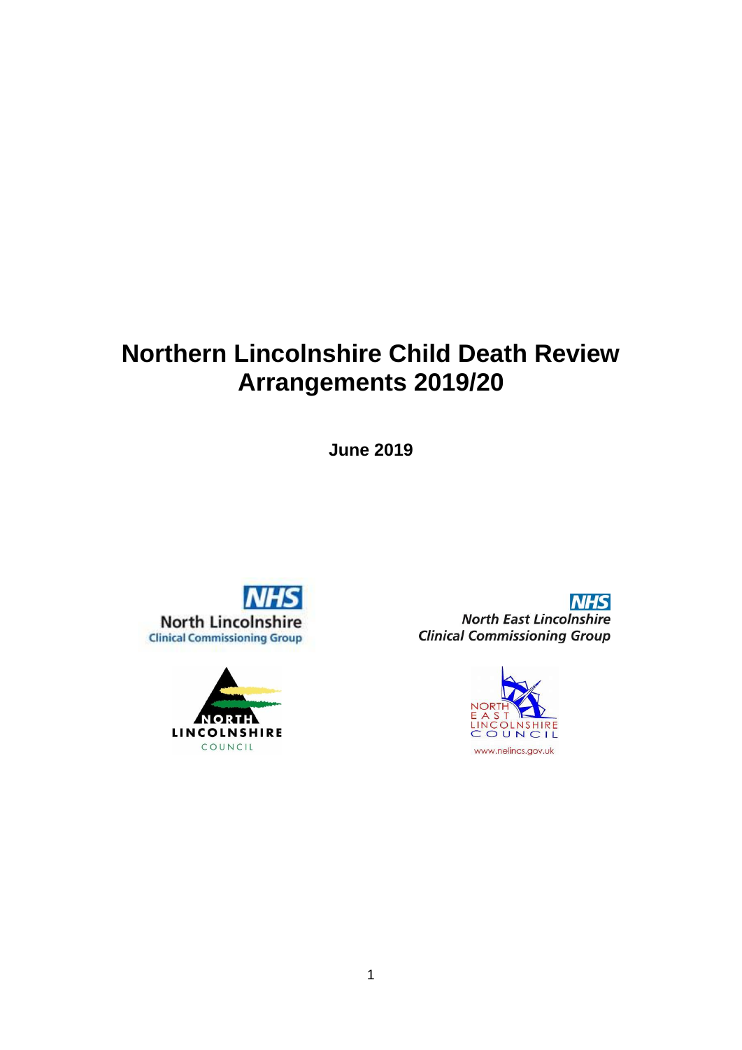# Northern Lincolnshire Child Death Review Arrangements 2019/20

**June 2019**

NHS
North Lincolnshire
Clinical Commissioning Group

NHS
*North East Lincolnshire*
*Clinical Commissioning Group*

NORTH
LINCOLNSHIRE
COUNCIL

NORTH
EAST
LINCOLNSHIRE
COUNCIL
www.nelincs.gov.uk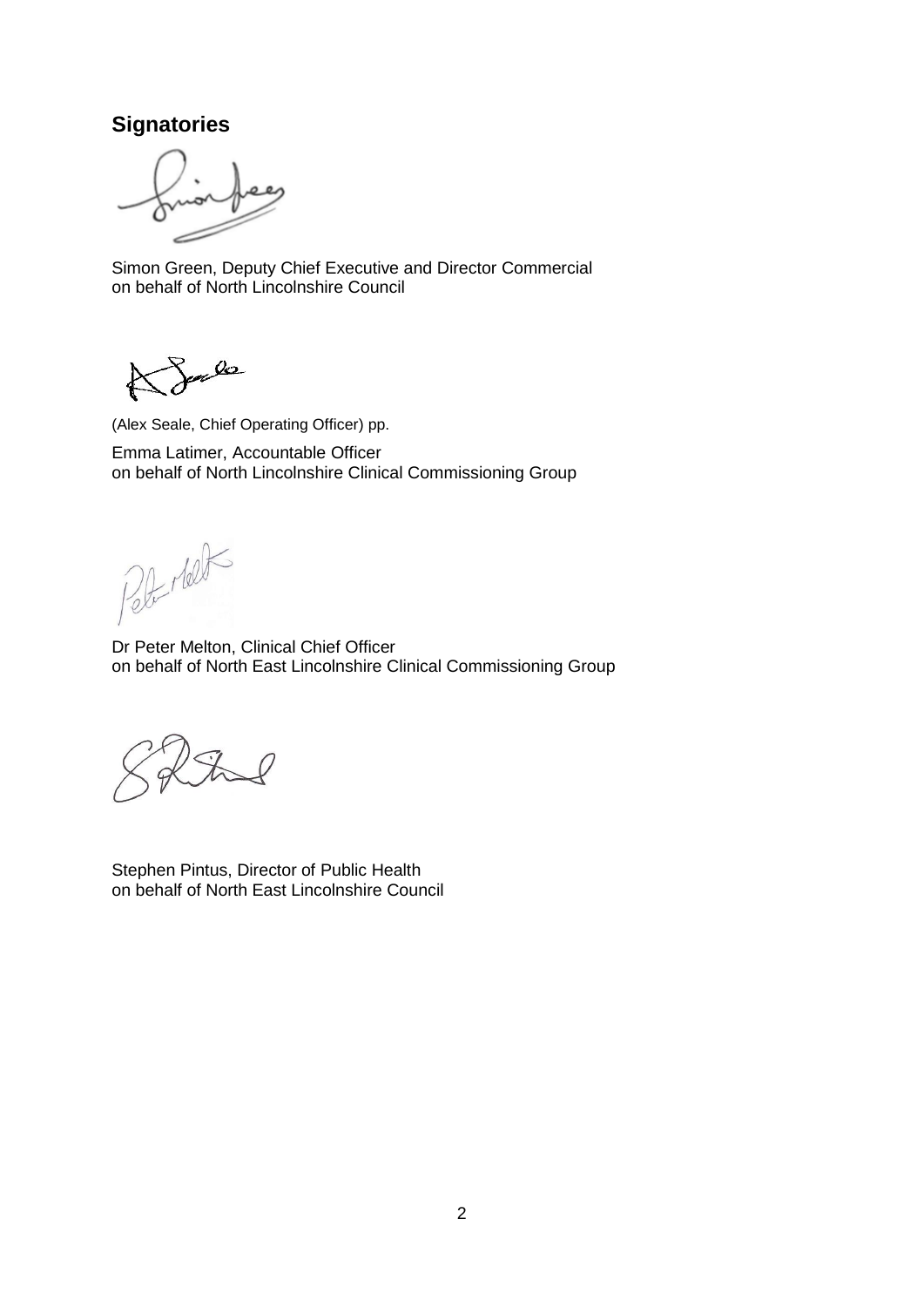## Signatories

Simon Green, Deputy Chief Executive and Director Commercial
on behalf of North Lincolnshire Council

(Alex Seale, Chief Operating Officer) pp.

Emma Latimer, Accountable Officer
on behalf of North Lincolnshire Clinical Commissioning Group

Dr Peter Melton, Clinical Chief Officer
on behalf of North East Lincolnshire Clinical Commissioning Group

Stephen Pintus, Director of Public Health
on behalf of North East Lincolnshire Council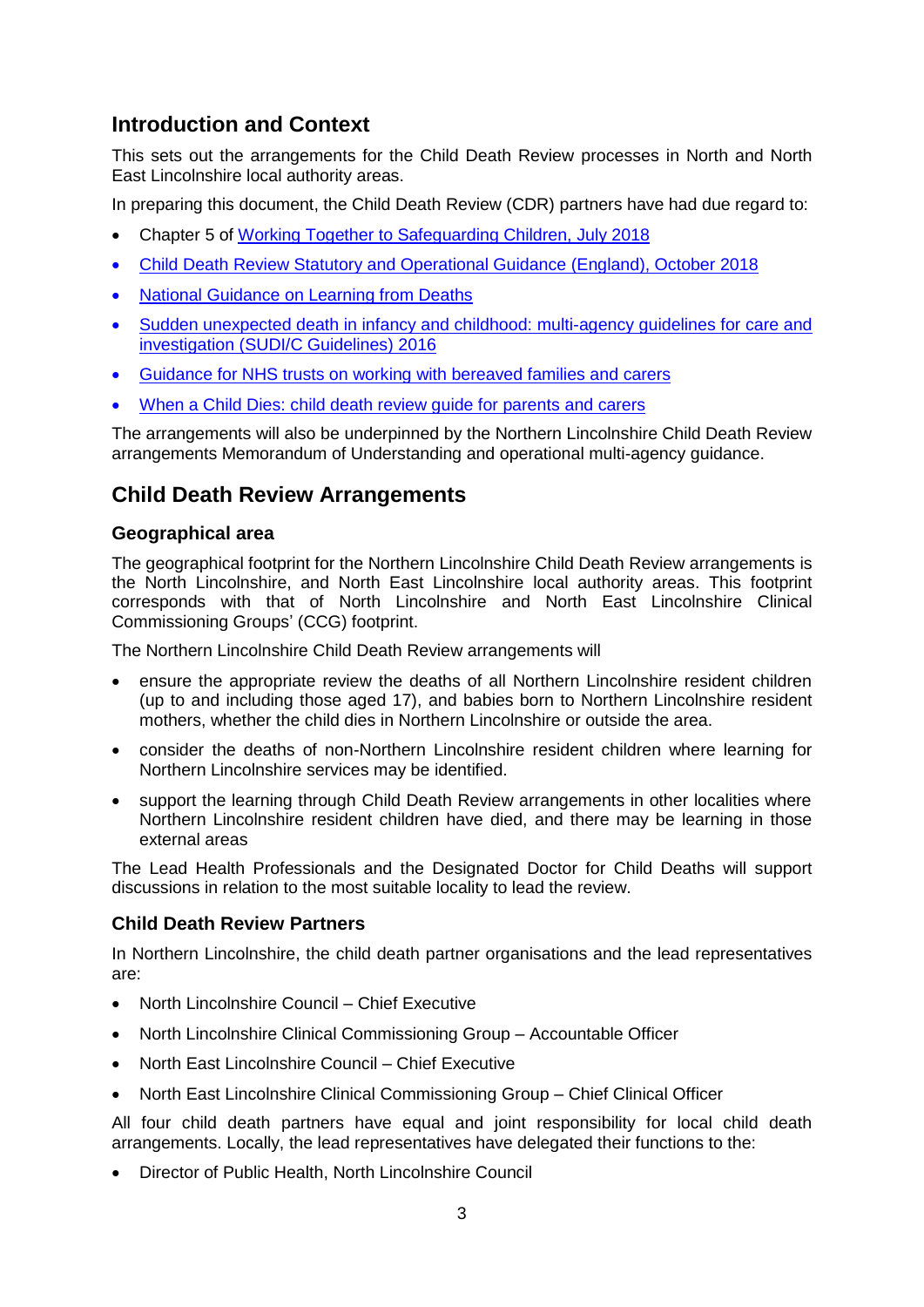## Introduction and Context

This sets out the arrangements for the Child Death Review processes in North and North East Lincolnshire local authority areas.

In preparing this document, the Child Death Review (CDR) partners have had due regard to:

- Chapter 5 of Working Together to Safeguarding Children, July 2018
- Child Death Review Statutory and Operational Guidance (England), October 2018
- National Guidance on Learning from Deaths
- Sudden unexpected death in infancy and childhood: multi-agency guidelines for care and investigation (SUDI/C Guidelines) 2016
- Guidance for NHS trusts on working with bereaved families and carers
- When a Child Dies: child death review guide for parents and carers

The arrangements will also be underpinned by the Northern Lincolnshire Child Death Review arrangements Memorandum of Understanding and operational multi-agency guidance.

## Child Death Review Arrangements

### Geographical area

The geographical footprint for the Northern Lincolnshire Child Death Review arrangements is the North Lincolnshire, and North East Lincolnshire local authority areas. This footprint corresponds with that of North Lincolnshire and North East Lincolnshire Clinical Commissioning Groups' (CCG) footprint.

The Northern Lincolnshire Child Death Review arrangements will

- ensure the appropriate review the deaths of all Northern Lincolnshire resident children (up to and including those aged 17), and babies born to Northern Lincolnshire resident mothers, whether the child dies in Northern Lincolnshire or outside the area.
- consider the deaths of non-Northern Lincolnshire resident children where learning for Northern Lincolnshire services may be identified.
- support the learning through Child Death Review arrangements in other localities where Northern Lincolnshire resident children have died, and there may be learning in those external areas

The Lead Health Professionals and the Designated Doctor for Child Deaths will support discussions in relation to the most suitable locality to lead the review.

### Child Death Review Partners

In Northern Lincolnshire, the child death partner organisations and the lead representatives are:

- North Lincolnshire Council – Chief Executive
- North Lincolnshire Clinical Commissioning Group – Accountable Officer
- North East Lincolnshire Council – Chief Executive
- North East Lincolnshire Clinical Commissioning Group – Chief Clinical Officer

All four child death partners have equal and joint responsibility for local child death arrangements. Locally, the lead representatives have delegated their functions to the:

- Director of Public Health, North Lincolnshire Council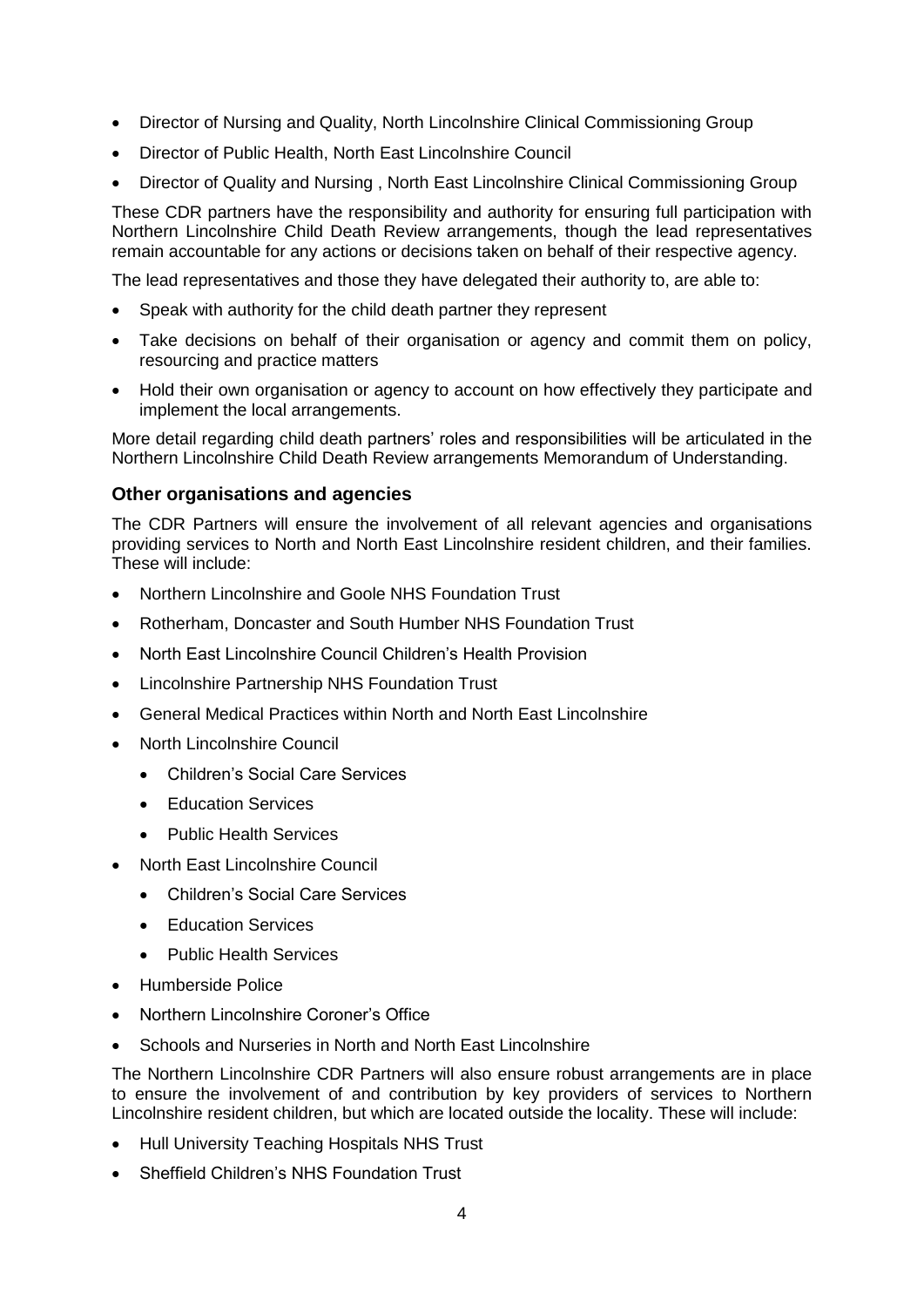- Director of Nursing and Quality, North Lincolnshire Clinical Commissioning Group
- Director of Public Health, North East Lincolnshire Council
- Director of Quality and Nursing , North East Lincolnshire Clinical Commissioning Group

These CDR partners have the responsibility and authority for ensuring full participation with Northern Lincolnshire Child Death Review arrangements, though the lead representatives remain accountable for any actions or decisions taken on behalf of their respective agency.

The lead representatives and those they have delegated their authority to, are able to:

- Speak with authority for the child death partner they represent
- Take decisions on behalf of their organisation or agency and commit them on policy, resourcing and practice matters
- Hold their own organisation or agency to account on how effectively they participate and implement the local arrangements.

More detail regarding child death partners' roles and responsibilities will be articulated in the Northern Lincolnshire Child Death Review arrangements Memorandum of Understanding.

### Other organisations and agencies

The CDR Partners will ensure the involvement of all relevant agencies and organisations providing services to North and North East Lincolnshire resident children, and their families. These will include:

- Northern Lincolnshire and Goole NHS Foundation Trust
- Rotherham, Doncaster and South Humber NHS Foundation Trust
- North East Lincolnshire Council Children's Health Provision
- Lincolnshire Partnership NHS Foundation Trust
- General Medical Practices within North and North East Lincolnshire
- North Lincolnshire Council
  - Children's Social Care Services
  - Education Services
  - Public Health Services
- North East Lincolnshire Council
  - Children's Social Care Services
  - Education Services
  - Public Health Services
- Humberside Police
- Northern Lincolnshire Coroner's Office
- Schools and Nurseries in North and North East Lincolnshire

The Northern Lincolnshire CDR Partners will also ensure robust arrangements are in place to ensure the involvement of and contribution by key providers of services to Northern Lincolnshire resident children, but which are located outside the locality. These will include:

- Hull University Teaching Hospitals NHS Trust
- Sheffield Children's NHS Foundation Trust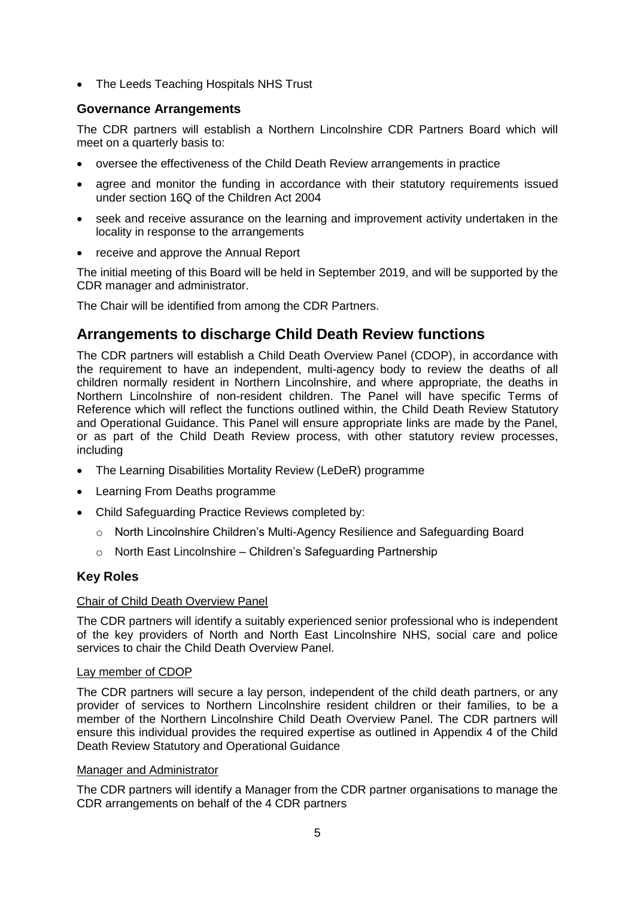- The Leeds Teaching Hospitals NHS Trust

### Governance Arrangements

The CDR partners will establish a Northern Lincolnshire CDR Partners Board which will meet on a quarterly basis to:

- oversee the effectiveness of the Child Death Review arrangements in practice
- agree and monitor the funding in accordance with their statutory requirements issued under section 16Q of the Children Act 2004
- seek and receive assurance on the learning and improvement activity undertaken in the locality in response to the arrangements
- receive and approve the Annual Report

The initial meeting of this Board will be held in September 2019, and will be supported by the CDR manager and administrator.

The Chair will be identified from among the CDR Partners.

## Arrangements to discharge Child Death Review functions

The CDR partners will establish a Child Death Overview Panel (CDOP), in accordance with the requirement to have an independent, multi-agency body to review the deaths of all children normally resident in Northern Lincolnshire, and where appropriate, the deaths in Northern Lincolnshire of non-resident children. The Panel will have specific Terms of Reference which will reflect the functions outlined within, the Child Death Review Statutory and Operational Guidance. This Panel will ensure appropriate links are made by the Panel, or as part of the Child Death Review process, with other statutory review processes, including

- The Learning Disabilities Mortality Review (LeDeR) programme
- Learning From Deaths programme
- Child Safeguarding Practice Reviews completed by:
  - North Lincolnshire Children's Multi-Agency Resilience and Safeguarding Board
  - North East Lincolnshire – Children's Safeguarding Partnership

### Key Roles

Chair of Child Death Overview Panel

The CDR partners will identify a suitably experienced senior professional who is independent of the key providers of North and North East Lincolnshire NHS, social care and police services to chair the Child Death Overview Panel.

Lay member of CDOP

The CDR partners will secure a lay person, independent of the child death partners, or any provider of services to Northern Lincolnshire resident children or their families, to be a member of the Northern Lincolnshire Child Death Overview Panel. The CDR partners will ensure this individual provides the required expertise as outlined in Appendix 4 of the Child Death Review Statutory and Operational Guidance

Manager and Administrator

The CDR partners will identify a Manager from the CDR partner organisations to manage the CDR arrangements on behalf of the 4 CDR partners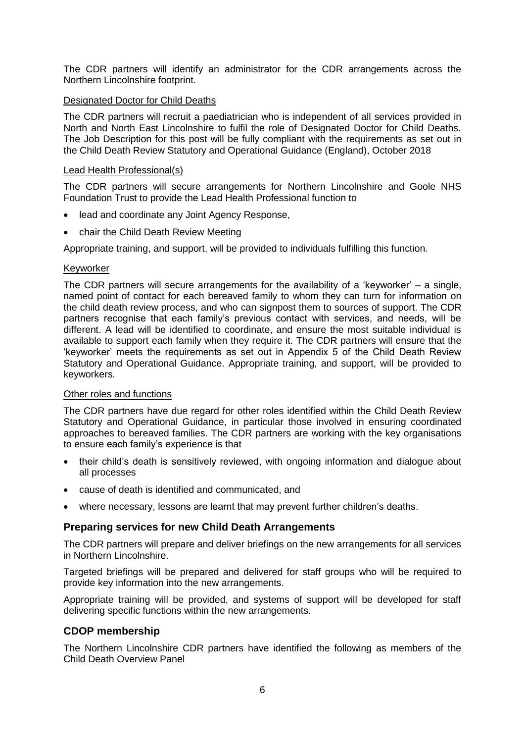The CDR partners will identify an administrator for the CDR arrangements across the Northern Lincolnshire footprint.

Designated Doctor for Child Deaths

The CDR partners will recruit a paediatrician who is independent of all services provided in North and North East Lincolnshire to fulfil the role of Designated Doctor for Child Deaths. The Job Description for this post will be fully compliant with the requirements as set out in the Child Death Review Statutory and Operational Guidance (England), October 2018

Lead Health Professional(s)

The CDR partners will secure arrangements for Northern Lincolnshire and Goole NHS Foundation Trust to provide the Lead Health Professional function to

- lead and coordinate any Joint Agency Response,
- chair the Child Death Review Meeting

Appropriate training, and support, will be provided to individuals fulfilling this function.

Keyworker

The CDR partners will secure arrangements for the availability of a 'keyworker' – a single, named point of contact for each bereaved family to whom they can turn for information on the child death review process, and who can signpost them to sources of support. The CDR partners recognise that each family's previous contact with services, and needs, will be different. A lead will be identified to coordinate, and ensure the most suitable individual is available to support each family when they require it. The CDR partners will ensure that the 'keyworker' meets the requirements as set out in Appendix 5 of the Child Death Review Statutory and Operational Guidance. Appropriate training, and support, will be provided to keyworkers.

Other roles and functions

The CDR partners have due regard for other roles identified within the Child Death Review Statutory and Operational Guidance, in particular those involved in ensuring coordinated approaches to bereaved families. The CDR partners are working with the key organisations to ensure each family's experience is that

- their child's death is sensitively reviewed, with ongoing information and dialogue about all processes
- cause of death is identified and communicated, and
- where necessary, lessons are learnt that may prevent further children's deaths.

## Preparing services for new Child Death Arrangements

The CDR partners will prepare and deliver briefings on the new arrangements for all services in Northern Lincolnshire.

Targeted briefings will be prepared and delivered for staff groups who will be required to provide key information into the new arrangements.

Appropriate training will be provided, and systems of support will be developed for staff delivering specific functions within the new arrangements.

## CDOP membership

The Northern Lincolnshire CDR partners have identified the following as members of the Child Death Overview Panel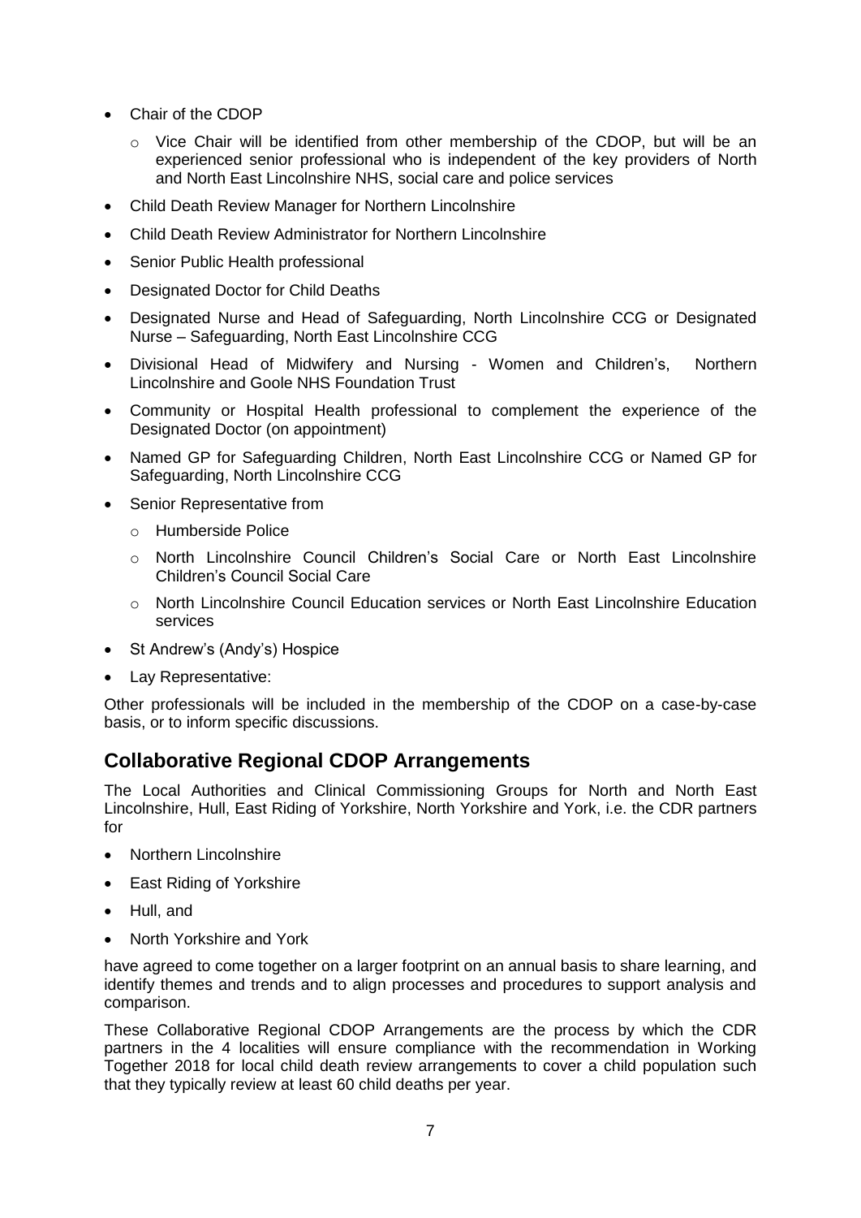- Chair of the CDOP
  - Vice Chair will be identified from other membership of the CDOP, but will be an experienced senior professional who is independent of the key providers of North and North East Lincolnshire NHS, social care and police services
- Child Death Review Manager for Northern Lincolnshire
- Child Death Review Administrator for Northern Lincolnshire
- Senior Public Health professional
- Designated Doctor for Child Deaths
- Designated Nurse and Head of Safeguarding, North Lincolnshire CCG or Designated Nurse – Safeguarding, North East Lincolnshire CCG
- Divisional Head of Midwifery and Nursing - Women and Children's, Northern Lincolnshire and Goole NHS Foundation Trust
- Community or Hospital Health professional to complement the experience of the Designated Doctor (on appointment)
- Named GP for Safeguarding Children, North East Lincolnshire CCG or Named GP for Safeguarding, North Lincolnshire CCG
- Senior Representative from
  - Humberside Police
  - North Lincolnshire Council Children's Social Care or North East Lincolnshire Children's Council Social Care
  - North Lincolnshire Council Education services or North East Lincolnshire Education services
- St Andrew's (Andy's) Hospice
- Lay Representative:

Other professionals will be included in the membership of the CDOP on a case-by-case basis, or to inform specific discussions.

## Collaborative Regional CDOP Arrangements

The Local Authorities and Clinical Commissioning Groups for North and North East Lincolnshire, Hull, East Riding of Yorkshire, North Yorkshire and York, i.e. the CDR partners for

- Northern Lincolnshire
- East Riding of Yorkshire
- Hull, and
- North Yorkshire and York

have agreed to come together on a larger footprint on an annual basis to share learning, and identify themes and trends and to align processes and procedures to support analysis and comparison.

These Collaborative Regional CDOP Arrangements are the process by which the CDR partners in the 4 localities will ensure compliance with the recommendation in Working Together 2018 for local child death review arrangements to cover a child population such that they typically review at least 60 child deaths per year.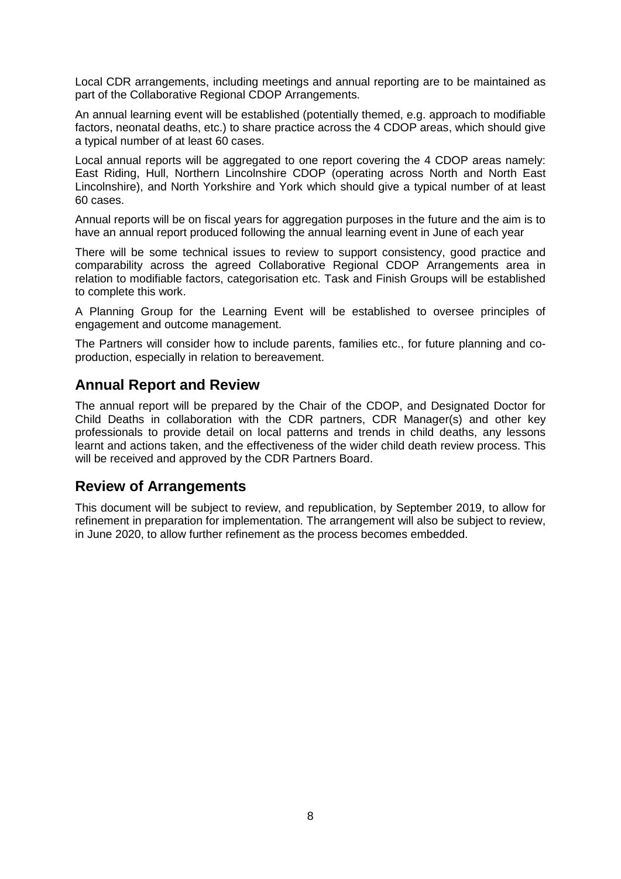Local CDR arrangements, including meetings and annual reporting are to be maintained as part of the Collaborative Regional CDOP Arrangements.

An annual learning event will be established (potentially themed, e.g. approach to modifiable factors, neonatal deaths, etc.) to share practice across the 4 CDOP areas, which should give a typical number of at least 60 cases.

Local annual reports will be aggregated to one report covering the 4 CDOP areas namely: East Riding, Hull, Northern Lincolnshire CDOP (operating across North and North East Lincolnshire), and North Yorkshire and York which should give a typical number of at least 60 cases.

Annual reports will be on fiscal years for aggregation purposes in the future and the aim is to have an annual report produced following the annual learning event in June of each year

There will be some technical issues to review to support consistency, good practice and comparability across the agreed Collaborative Regional CDOP Arrangements area in relation to modifiable factors, categorisation etc. Task and Finish Groups will be established to complete this work.

A Planning Group for the Learning Event will be established to oversee principles of engagement and outcome management.

The Partners will consider how to include parents, families etc., for future planning and co-production, especially in relation to bereavement.

## Annual Report and Review

The annual report will be prepared by the Chair of the CDOP, and Designated Doctor for Child Deaths in collaboration with the CDR partners, CDR Manager(s) and other key professionals to provide detail on local patterns and trends in child deaths, any lessons learnt and actions taken, and the effectiveness of the wider child death review process. This will be received and approved by the CDR Partners Board.

## Review of Arrangements

This document will be subject to review, and republication, by September 2019, to allow for refinement in preparation for implementation. The arrangement will also be subject to review, in June 2020, to allow further refinement as the process becomes embedded.